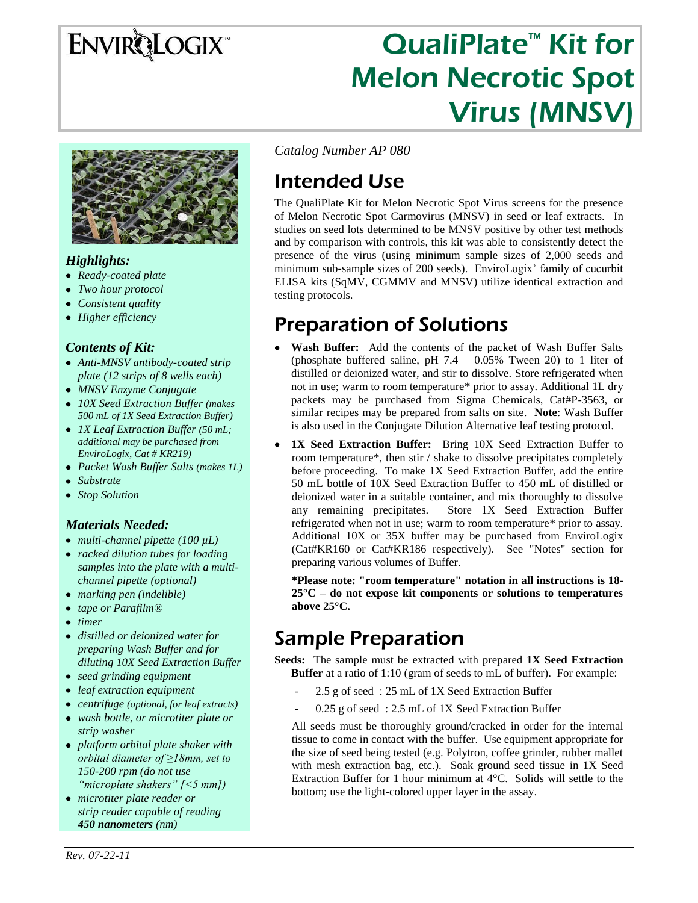ENVIROLOGIX™

# QualiPlate™ Kit for Melon Necrotic Spot Virus (MNSV)

### *Highlights:*

- *Ready-coated plate*
- *Two hour protocol*
- *Consistent quality*
- *Higher efficiency*

### *Contents of Kit:*

- *Anti-MNSV antibody-coated strip plate (12 strips of 8 wells each)*
- *MNSV Enzyme Conjugate*
- *10X Seed Extraction Buffer (makes 500 mL of 1X Seed Extraction Buffer)*
- *1X Leaf Extraction Buffer (50 mL; additional may be purchased from EnviroLogix, Cat # KR219)*
- *Packet Wash Buffer Salts (makes 1L)*
- *Substrate*
- *Stop Solution*

### *Materials Needed:*

- *multi-channel pipette (100 µL)*
- *racked dilution tubes for loading samples into the plate with a multi-channel pipette (optional)*
- *marking pen (indelible)*
- *tape or Parafilm®*
- *timer*
- *distilled or deionized water for preparing Wash Buffer and for diluting 10X Seed Extraction Buffer*
- *seed grinding equipment*
- *leaf extraction equipment*
- *centrifuge (optional, for leaf extracts)*
- *wash bottle, or microtiter plate or strip washer*
- *platform orbital plate shaker with orbital diameter of ≥18mm, set to 150-200 rpm (do not use "microplate shakers" [<5 mm])*
- *microtiter plate reader or strip reader capable of reading **450 nanometers** (nm)*

*Catalog Number AP 080*

## Intended Use

The QualiPlate Kit for Melon Necrotic Spot Virus screens for the presence of Melon Necrotic Spot Carmovirus (MNSV) in seed or leaf extracts. In studies on seed lots determined to be MNSV positive by other test methods and by comparison with controls, this kit was able to consistently detect the presence of the virus (using minimum sample sizes of 2,000 seeds and minimum sub-sample sizes of 200 seeds). EnviroLogix' family of cucurbit ELISA kits (SqMV, CGMMV and MNSV) utilize identical extraction and testing protocols.

## Preparation of Solutions

- **Wash Buffer:** Add the contents of the packet of Wash Buffer Salts (phosphate buffered saline, pH 7.4 – 0.05% Tween 20) to 1 liter of distilled or deionized water, and stir to dissolve. Store refrigerated when not in use; warm to room temperature* prior to assay. Additional 1L dry packets may be purchased from Sigma Chemicals, Cat#P-3563, or similar recipes may be prepared from salts on site. **Note**: Wash Buffer is also used in the Conjugate Dilution Alternative leaf testing protocol.
- **1X Seed Extraction Buffer:** Bring 10X Seed Extraction Buffer to room temperature*, then stir / shake to dissolve precipitates completely before proceeding. To make 1X Seed Extraction Buffer, add the entire 50 mL bottle of 10X Seed Extraction Buffer to 450 mL of distilled or deionized water in a suitable container, and mix thoroughly to dissolve any remaining precipitates. Store 1X Seed Extraction Buffer refrigerated when not in use; warm to room temperature* prior to assay. Additional 10X or 35X buffer may be purchased from EnviroLogix (Cat#KR160 or Cat#KR186 respectively). See "Notes" section for preparing various volumes of Buffer.

  **\*Please note: "room temperature" notation in all instructions is 18-25°C – do not expose kit components or solutions to temperatures above 25°C.**

## Sample Preparation

**Seeds:** The sample must be extracted with prepared **1X Seed Extraction Buffer** at a ratio of 1:10 (gram of seeds to mL of buffer). For example:

- 2.5 g of seed : 25 mL of 1X Seed Extraction Buffer
- 0.25 g of seed : 2.5 mL of 1X Seed Extraction Buffer

All seeds must be thoroughly ground/cracked in order for the internal tissue to come in contact with the buffer. Use equipment appropriate for the size of seed being tested (e.g. Polytron, coffee grinder, rubber mallet with mesh extraction bag, etc.). Soak ground seed tissue in 1X Seed Extraction Buffer for 1 hour minimum at 4°C. Solids will settle to the bottom; use the light-colored upper layer in the assay.

*Rev. 07-22-11*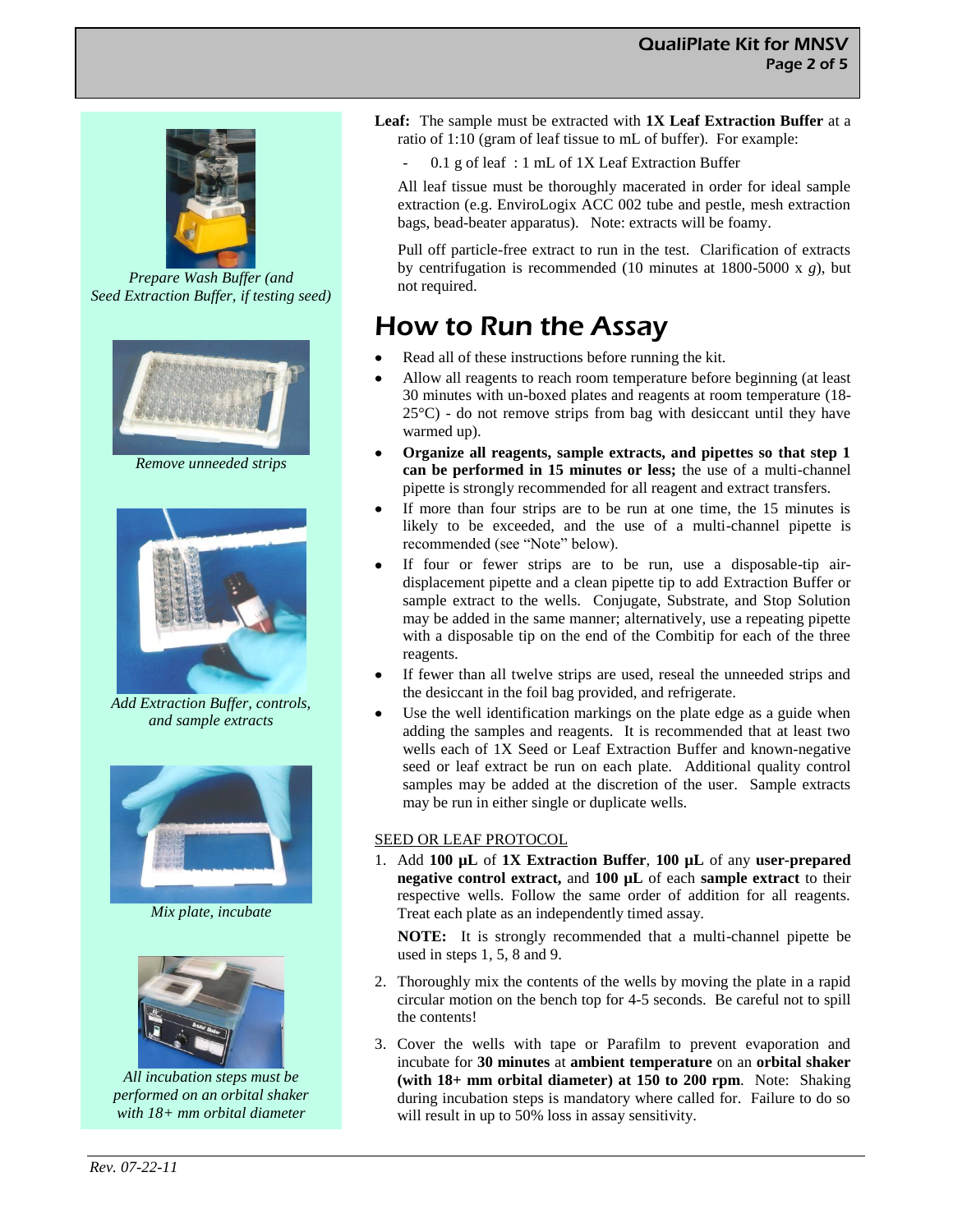*Prepare Wash Buffer (and Seed Extraction Buffer, if testing seed)*

*Remove unneeded strips*

*Add Extraction Buffer, controls, and sample extracts*

*Mix plate, incubate*

*All incubation steps must be performed on an orbital shaker with 18+ mm orbital diameter*

**Leaf:** The sample must be extracted with **1X Leaf Extraction Buffer** at a ratio of 1:10 (gram of leaf tissue to mL of buffer). For example:

- 0.1 g of leaf : 1 mL of 1X Leaf Extraction Buffer

All leaf tissue must be thoroughly macerated in order for ideal sample extraction (e.g. EnviroLogix ACC 002 tube and pestle, mesh extraction bags, bead-beater apparatus). Note: extracts will be foamy.

Pull off particle-free extract to run in the test. Clarification of extracts by centrifugation is recommended (10 minutes at 1800-5000 x *g*), but not required.

# How to Run the Assay

- Read all of these instructions before running the kit.
- Allow all reagents to reach room temperature before beginning (at least 30 minutes with un-boxed plates and reagents at room temperature (18-25°C) - do not remove strips from bag with desiccant until they have warmed up).
- **Organize all reagents, sample extracts, and pipettes so that step 1 can be performed in 15 minutes or less;** the use of a multi-channel pipette is strongly recommended for all reagent and extract transfers.
- If more than four strips are to be run at one time, the 15 minutes is likely to be exceeded, and the use of a multi-channel pipette is recommended (see "Note" below).
- If four or fewer strips are to be run, use a disposable-tip air-displacement pipette and a clean pipette tip to add Extraction Buffer or sample extract to the wells. Conjugate, Substrate, and Stop Solution may be added in the same manner; alternatively, use a repeating pipette with a disposable tip on the end of the Combitip for each of the three reagents.
- If fewer than all twelve strips are used, reseal the unneeded strips and the desiccant in the foil bag provided, and refrigerate.
- Use the well identification markings on the plate edge as a guide when adding the samples and reagents. It is recommended that at least two wells each of 1X Seed or Leaf Extraction Buffer and known-negative seed or leaf extract be run on each plate. Additional quality control samples may be added at the discretion of the user. Sample extracts may be run in either single or duplicate wells.

SEED OR LEAF PROTOCOL

1. Add **100 µL** of **1X Extraction Buffer**, **100 µL** of any **user-prepared negative control extract,** and **100 µL** of each **sample extract** to their respective wells. Follow the same order of addition for all reagents. Treat each plate as an independently timed assay.

   **NOTE:** It is strongly recommended that a multi-channel pipette be used in steps 1, 5, 8 and 9.

2. Thoroughly mix the contents of the wells by moving the plate in a rapid circular motion on the bench top for 4-5 seconds. Be careful not to spill the contents!

3. Cover the wells with tape or Parafilm to prevent evaporation and incubate for **30 minutes** at **ambient temperature** on an **orbital shaker (with 18+ mm orbital diameter) at 150 to 200 rpm**. Note: Shaking during incubation steps is mandatory where called for. Failure to do so will result in up to 50% loss in assay sensitivity.

*Rev. 07-22-11*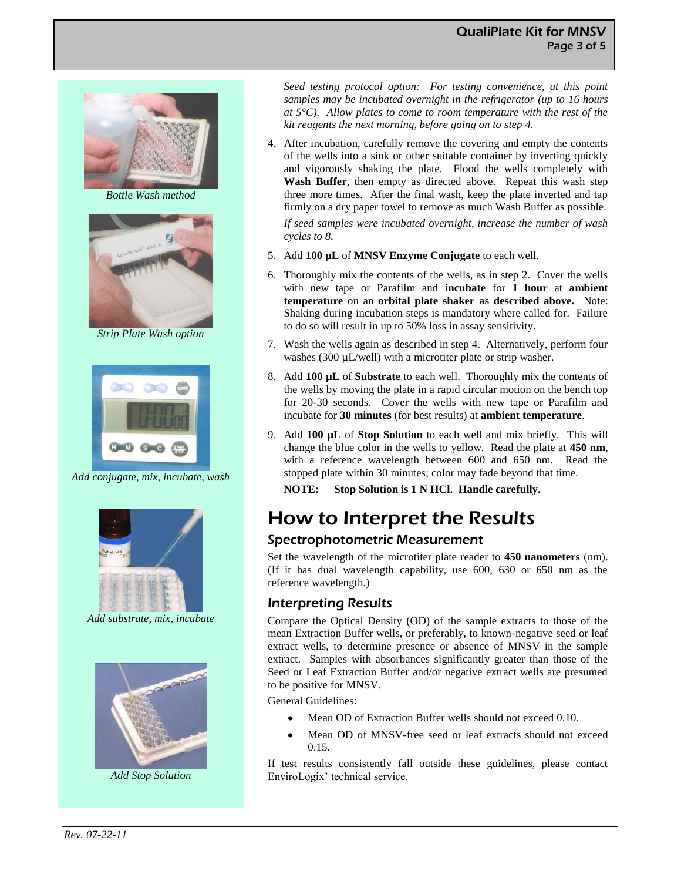*Bottle Wash method*

*Strip Plate Wash option*

*Add conjugate, mix, incubate, wash*

*Add substrate, mix, incubate*

*Add Stop Solution*

*Seed testing protocol option: For testing convenience, at this point samples may be incubated overnight in the refrigerator (up to 16 hours at 5°C). Allow plates to come to room temperature with the rest of the kit reagents the next morning, before going on to step 4.*

4. After incubation, carefully remove the covering and empty the contents of the wells into a sink or other suitable container by inverting quickly and vigorously shaking the plate. Flood the wells completely with **Wash Buffer**, then empty as directed above. Repeat this wash step three more times. After the final wash, keep the plate inverted and tap firmly on a dry paper towel to remove as much Wash Buffer as possible.

   *If seed samples were incubated overnight, increase the number of wash cycles to 8.*

5. Add **100 µL** of **MNSV Enzyme Conjugate** to each well.

6. Thoroughly mix the contents of the wells, as in step 2. Cover the wells with new tape or Parafilm and **incubate** for **1 hour** at **ambient temperature** on an **orbital plate shaker as described above.** Note: Shaking during incubation steps is mandatory where called for. Failure to do so will result in up to 50% loss in assay sensitivity.

7. Wash the wells again as described in step 4. Alternatively, perform four washes (300 µL/well) with a microtiter plate or strip washer.

8. Add **100 µL** of **Substrate** to each well. Thoroughly mix the contents of the wells by moving the plate in a rapid circular motion on the bench top for 20-30 seconds. Cover the wells with new tape or Parafilm and incubate for **30 minutes** (for best results) at **ambient temperature**.

9. Add **100 µL** of **Stop Solution** to each well and mix briefly. This will change the blue color in the wells to yellow. Read the plate at **450 nm**, with a reference wavelength between 600 and 650 nm. Read the stopped plate within 30 minutes; color may fade beyond that time.

   **NOTE: Stop Solution is 1 N HCl. Handle carefully.**

# How to Interpret the Results

## Spectrophotometric Measurement

Set the wavelength of the microtiter plate reader to **450 nanometers** (nm). (If it has dual wavelength capability, use 600, 630 or 650 nm as the reference wavelength.)

## Interpreting Results

Compare the Optical Density (OD) of the sample extracts to those of the mean Extraction Buffer wells, or preferably, to known-negative seed or leaf extract wells, to determine presence or absence of MNSV in the sample extract. Samples with absorbances significantly greater than those of the Seed or Leaf Extraction Buffer and/or negative extract wells are presumed to be positive for MNSV.

General Guidelines:

- Mean OD of Extraction Buffer wells should not exceed 0.10.
- Mean OD of MNSV-free seed or leaf extracts should not exceed 0.15.

If test results consistently fall outside these guidelines, please contact EnviroLogix' technical service.

*Rev. 07-22-11*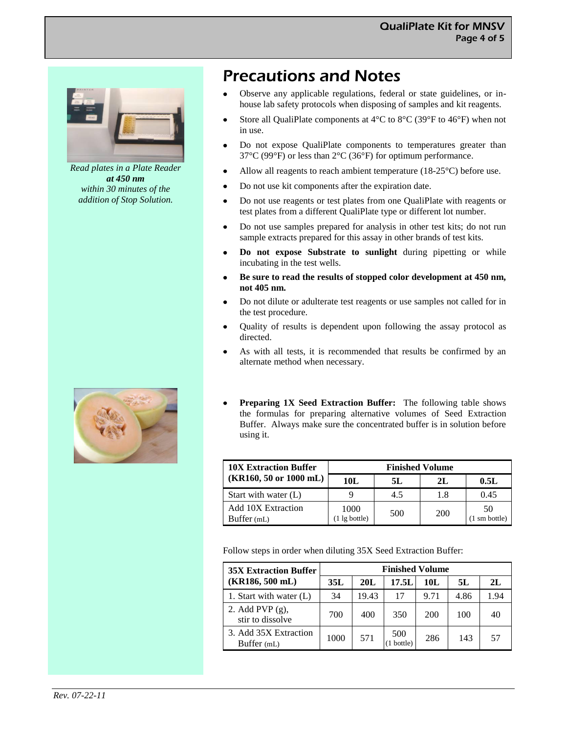*Read plates in a Plate Reader* ***at 450 nm*** *within 30 minutes of the addition of Stop Solution.*

# Precautions and Notes

- Observe any applicable regulations, federal or state guidelines, or in-house lab safety protocols when disposing of samples and kit reagents.
- Store all QualiPlate components at 4°C to 8°C (39°F to 46°F) when not in use.
- Do not expose QualiPlate components to temperatures greater than 37°C (99°F) or less than 2°C (36°F) for optimum performance.
- Allow all reagents to reach ambient temperature (18-25°C) before use.
- Do not use kit components after the expiration date.
- Do not use reagents or test plates from one QualiPlate with reagents or test plates from a different QualiPlate type or different lot number.
- Do not use samples prepared for analysis in other test kits; do not run sample extracts prepared for this assay in other brands of test kits.
- **Do not expose Substrate to sunlight** during pipetting or while incubating in the test wells.
- **Be sure to read the results of stopped color development at 450 nm, not 405 nm.**
- Do not dilute or adulterate test reagents or use samples not called for in the test procedure.
- Quality of results is dependent upon following the assay protocol as directed.
- As with all tests, it is recommended that results be confirmed by an alternate method when necessary.
- **Preparing 1X Seed Extraction Buffer:** The following table shows the formulas for preparing alternative volumes of Seed Extraction Buffer. Always make sure the concentrated buffer is in solution before using it.

| 10X Extraction Buffer (KR160, 50 or 1000 mL) | Finished Volume | | | |
|---|---|---|---|---|
| | 10L | 5L | 2L | 0.5L |
| Start with water (L) | 9 | 4.5 | 1.8 | 0.45 |
| Add 10X Extraction Buffer (mL) | 1000 (1 lg bottle) | 500 | 200 | 50 (1 sm bottle) |

Follow steps in order when diluting 35X Seed Extraction Buffer:

| 35X Extraction Buffer (KR186, 500 mL) | Finished Volume | | | | | |
|---|---|---|---|---|---|---|
| | 35L | 20L | 17.5L | 10L | 5L | 2L |
| 1. Start with water (L) | 34 | 19.43 | 17 | 9.71 | 4.86 | 1.94 |
| 2. Add PVP (g), stir to dissolve | 700 | 400 | 350 | 200 | 100 | 40 |
| 3. Add 35X Extraction Buffer (mL) | 1000 | 571 | 500 (1 bottle) | 286 | 143 | 57 |

*Rev. 07-22-11*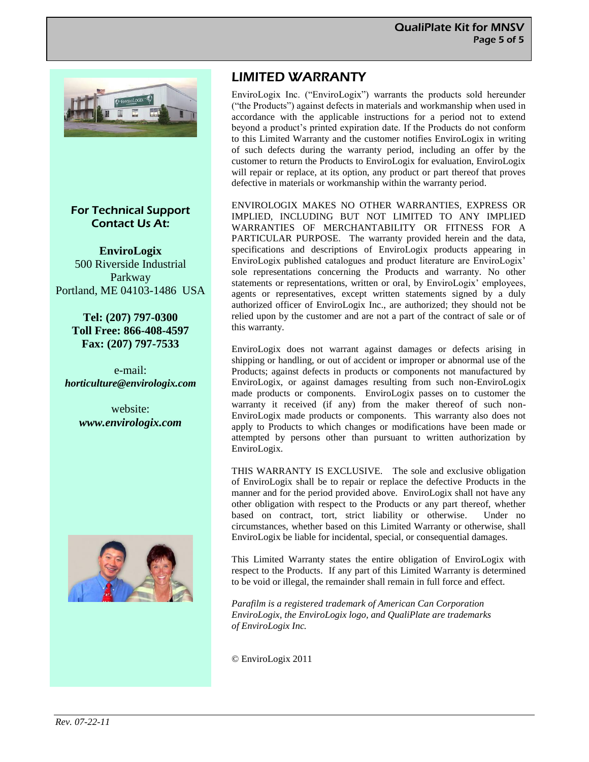## For Technical Support Contact Us At:

**EnviroLogix**
500 Riverside Industrial Parkway
Portland, ME 04103-1486 USA

**Tel: (207) 797-0300**
**Toll Free: 866-408-4597**
**Fax: (207) 797-7533**

e-mail:
***horticulture@envirologix.com***

website:
***www.envirologix.com***

## LIMITED WARRANTY

EnviroLogix Inc. ("EnviroLogix") warrants the products sold hereunder ("the Products") against defects in materials and workmanship when used in accordance with the applicable instructions for a period not to extend beyond a product's printed expiration date. If the Products do not conform to this Limited Warranty and the customer notifies EnviroLogix in writing of such defects during the warranty period, including an offer by the customer to return the Products to EnviroLogix for evaluation, EnviroLogix will repair or replace, at its option, any product or part thereof that proves defective in materials or workmanship within the warranty period.

ENVIROLOGIX MAKES NO OTHER WARRANTIES, EXPRESS OR IMPLIED, INCLUDING BUT NOT LIMITED TO ANY IMPLIED WARRANTIES OF MERCHANTABILITY OR FITNESS FOR A PARTICULAR PURPOSE. The warranty provided herein and the data, specifications and descriptions of EnviroLogix products appearing in EnviroLogix published catalogues and product literature are EnviroLogix' sole representations concerning the Products and warranty. No other statements or representations, written or oral, by EnviroLogix' employees, agents or representatives, except written statements signed by a duly authorized officer of EnviroLogix Inc., are authorized; they should not be relied upon by the customer and are not a part of the contract of sale or of this warranty.

EnviroLogix does not warrant against damages or defects arising in shipping or handling, or out of accident or improper or abnormal use of the Products; against defects in products or components not manufactured by EnviroLogix, or against damages resulting from such non-EnviroLogix made products or components. EnviroLogix passes on to customer the warranty it received (if any) from the maker thereof of such non-EnviroLogix made products or components. This warranty also does not apply to Products to which changes or modifications have been made or attempted by persons other than pursuant to written authorization by EnviroLogix.

THIS WARRANTY IS EXCLUSIVE. The sole and exclusive obligation of EnviroLogix shall be to repair or replace the defective Products in the manner and for the period provided above. EnviroLogix shall not have any other obligation with respect to the Products or any part thereof, whether based on contract, tort, strict liability or otherwise. Under no circumstances, whether based on this Limited Warranty or otherwise, shall EnviroLogix be liable for incidental, special, or consequential damages.

This Limited Warranty states the entire obligation of EnviroLogix with respect to the Products. If any part of this Limited Warranty is determined to be void or illegal, the remainder shall remain in full force and effect.

*Parafilm is a registered trademark of American Can Corporation*
*EnviroLogix, the EnviroLogix logo, and QualiPlate are trademarks of EnviroLogix Inc.*

© EnviroLogix 2011

*Rev. 07-22-11*